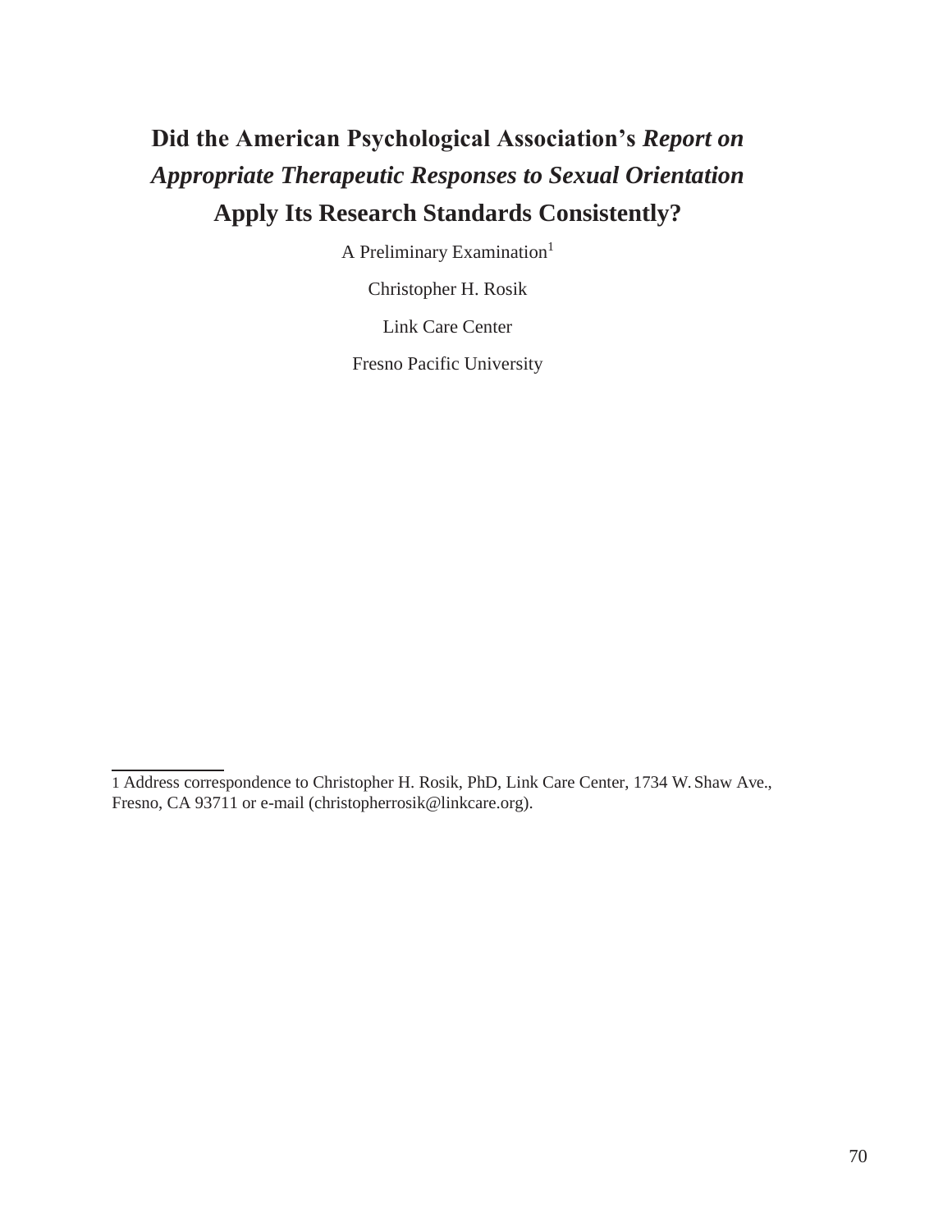# Did the American Psychological Association's *Report on Appropriate Therapeutic Responses to Sexual Orientation* Apply Its Research Standards Consistently?

A Preliminary Examination[1]

Christopher H. Rosik

Link Care Center

Fresno Pacific University

---

1 Address correspondence to Christopher H. Rosik, PhD, Link Care Center, 1734 W. Shaw Ave., Fresno, CA 93711 or e-mail (christopherrosik@linkcare.org).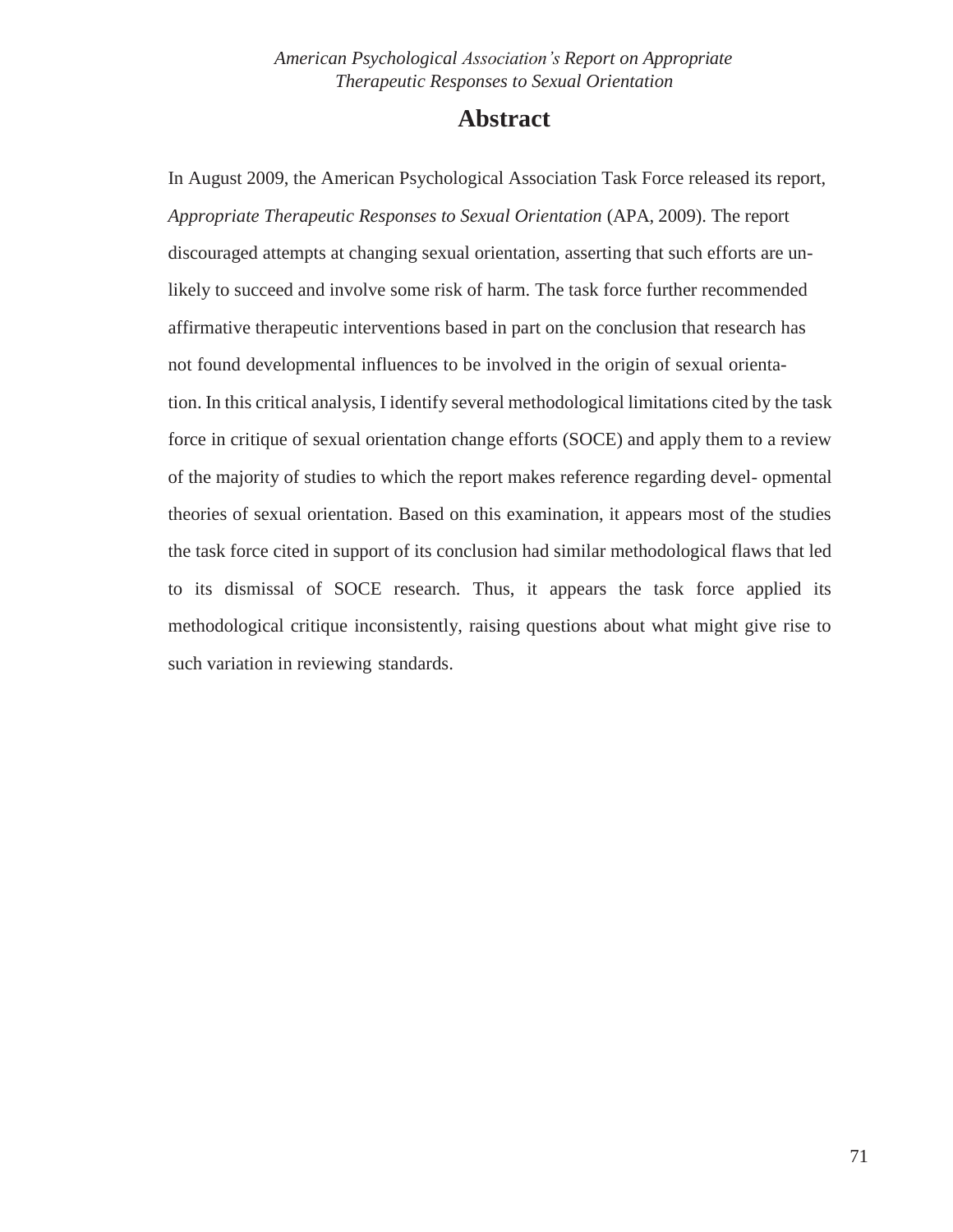## Abstract

In August 2009, the American Psychological Association Task Force released its report, *Appropriate Therapeutic Responses to Sexual Orientation* (APA, 2009). The report discouraged attempts at changing sexual orientation, asserting that such efforts are unlikely to succeed and involve some risk of harm. The task force further recommended affirmative therapeutic interventions based in part on the conclusion that research has not found developmental influences to be involved in the origin of sexual orientation. In this critical analysis, I identify several methodological limitations cited by the task force in critique of sexual orientation change efforts (SOCE) and apply them to a review of the majority of studies to which the report makes reference regarding developmental theories of sexual orientation. Based on this examination, it appears most of the studies the task force cited in support of its conclusion had similar methodological flaws that led to its dismissal of SOCE research. Thus, it appears the task force applied its methodological critique inconsistently, raising questions about what might give rise to such variation in reviewing standards.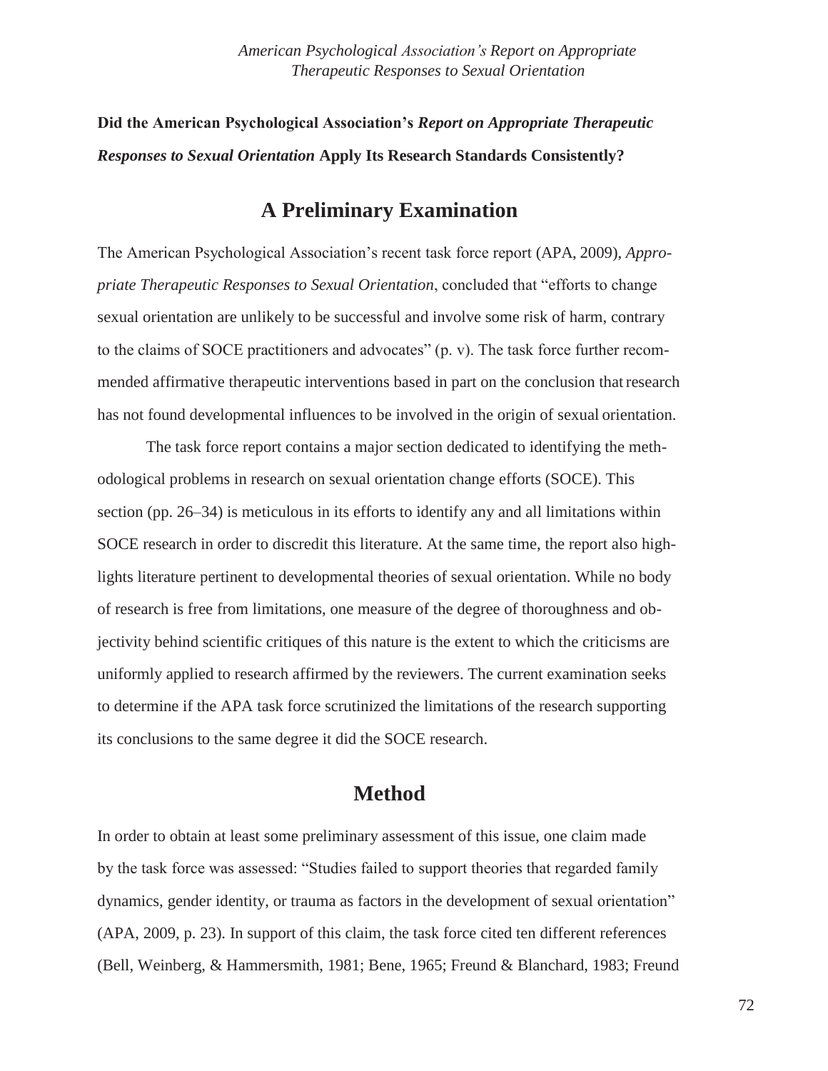**Did the American Psychological Association's *Report on Appropriate Therapeutic Responses to Sexual Orientation* Apply Its Research Standards Consistently?**

## A Preliminary Examination

The American Psychological Association's recent task force report (APA, 2009), *Appropriate Therapeutic Responses to Sexual Orientation*, concluded that "efforts to change sexual orientation are unlikely to be successful and involve some risk of harm, contrary to the claims of SOCE practitioners and advocates" (p. v). The task force further recommended affirmative therapeutic interventions based in part on the conclusion that research has not found developmental influences to be involved in the origin of sexual orientation.

The task force report contains a major section dedicated to identifying the methodological problems in research on sexual orientation change efforts (SOCE). This section (pp. 26–34) is meticulous in its efforts to identify any and all limitations within SOCE research in order to discredit this literature. At the same time, the report also highlights literature pertinent to developmental theories of sexual orientation. While no body of research is free from limitations, one measure of the degree of thoroughness and objectivity behind scientific critiques of this nature is the extent to which the criticisms are uniformly applied to research affirmed by the reviewers. The current examination seeks to determine if the APA task force scrutinized the limitations of the research supporting its conclusions to the same degree it did the SOCE research.

## Method

In order to obtain at least some preliminary assessment of this issue, one claim made by the task force was assessed: "Studies failed to support theories that regarded family dynamics, gender identity, or trauma as factors in the development of sexual orientation" (APA, 2009, p. 23). In support of this claim, the task force cited ten different references (Bell, Weinberg, & Hammersmith, 1981; Bene, 1965; Freund & Blanchard, 1983; Freund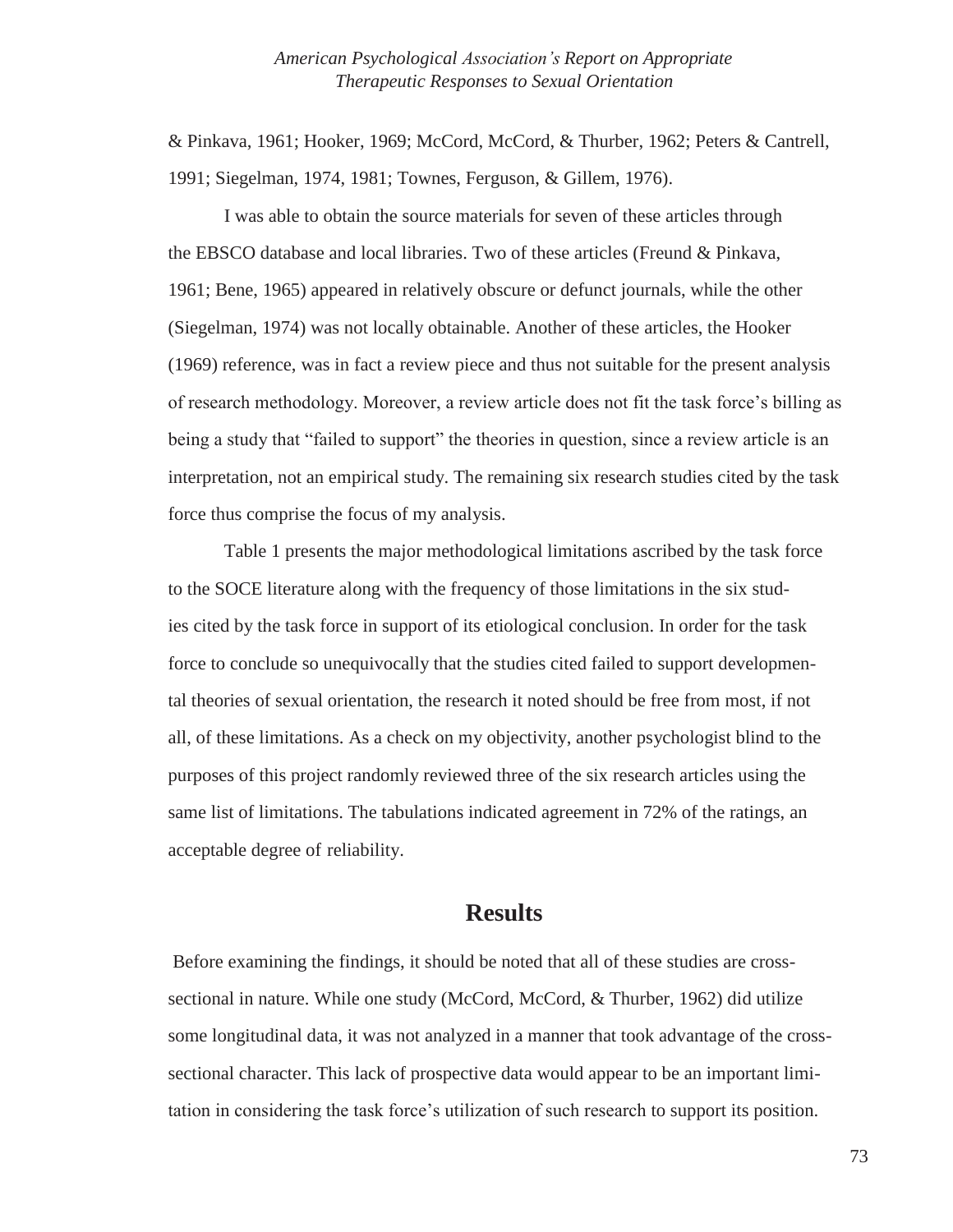& Pinkava, 1961; Hooker, 1969; McCord, McCord, & Thurber, 1962; Peters & Cantrell, 1991; Siegelman, 1974, 1981; Townes, Ferguson, & Gillem, 1976).

I was able to obtain the source materials for seven of these articles through the EBSCO database and local libraries. Two of these articles (Freund & Pinkava, 1961; Bene, 1965) appeared in relatively obscure or defunct journals, while the other (Siegelman, 1974) was not locally obtainable. Another of these articles, the Hooker (1969) reference, was in fact a review piece and thus not suitable for the present analysis of research methodology. Moreover, a review article does not fit the task force's billing as being a study that "failed to support" the theories in question, since a review article is an interpretation, not an empirical study. The remaining six research studies cited by the task force thus comprise the focus of my analysis.

Table 1 presents the major methodological limitations ascribed by the task force to the SOCE literature along with the frequency of those limitations in the six studies cited by the task force in support of its etiological conclusion. In order for the task force to conclude so unequivocally that the studies cited failed to support developmental theories of sexual orientation, the research it noted should be free from most, if not all, of these limitations. As a check on my objectivity, another psychologist blind to the purposes of this project randomly reviewed three of the six research articles using the same list of limitations. The tabulations indicated agreement in 72% of the ratings, an acceptable degree of reliability.

## Results

Before examining the findings, it should be noted that all of these studies are cross-sectional in nature. While one study (McCord, McCord, & Thurber, 1962) did utilize some longitudinal data, it was not analyzed in a manner that took advantage of the cross-sectional character. This lack of prospective data would appear to be an important limitation in considering the task force's utilization of such research to support its position.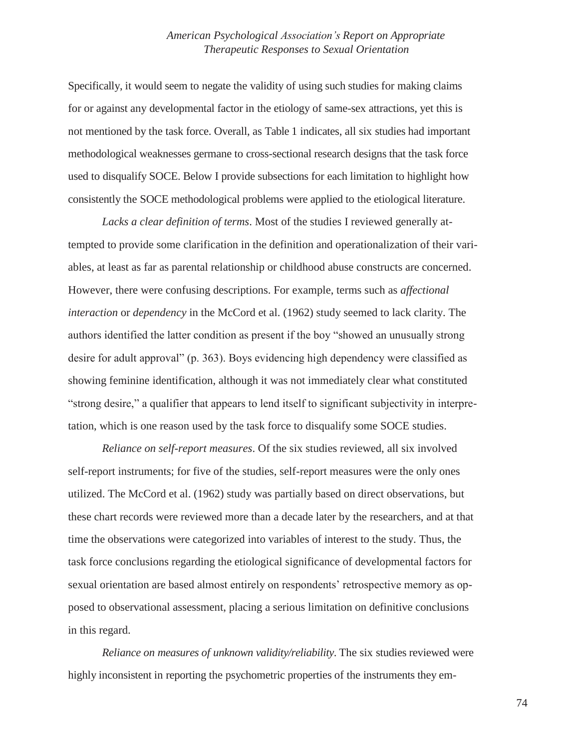Specifically, it would seem to negate the validity of using such studies for making claims for or against any developmental factor in the etiology of same-sex attractions, yet this is not mentioned by the task force. Overall, as Table 1 indicates, all six studies had important methodological weaknesses germane to cross-sectional research designs that the task force used to disqualify SOCE. Below I provide subsections for each limitation to highlight how consistently the SOCE methodological problems were applied to the etiological literature.

*Lacks a clear definition of terms*. Most of the studies I reviewed generally attempted to provide some clarification in the definition and operationalization of their variables, at least as far as parental relationship or childhood abuse constructs are concerned. However, there were confusing descriptions. For example, terms such as *affectional interaction* or *dependency* in the McCord et al. (1962) study seemed to lack clarity. The authors identified the latter condition as present if the boy "showed an unusually strong desire for adult approval" (p. 363). Boys evidencing high dependency were classified as showing feminine identification, although it was not immediately clear what constituted "strong desire," a qualifier that appears to lend itself to significant subjectivity in interpretation, which is one reason used by the task force to disqualify some SOCE studies.

*Reliance on self-report measures*. Of the six studies reviewed, all six involved self-report instruments; for five of the studies, self-report measures were the only ones utilized. The McCord et al. (1962) study was partially based on direct observations, but these chart records were reviewed more than a decade later by the researchers, and at that time the observations were categorized into variables of interest to the study. Thus, the task force conclusions regarding the etiological significance of developmental factors for sexual orientation are based almost entirely on respondents' retrospective memory as opposed to observational assessment, placing a serious limitation on definitive conclusions in this regard.

*Reliance on measures of unknown validity/reliability*. The six studies reviewed were highly inconsistent in reporting the psychometric properties of the instruments they em-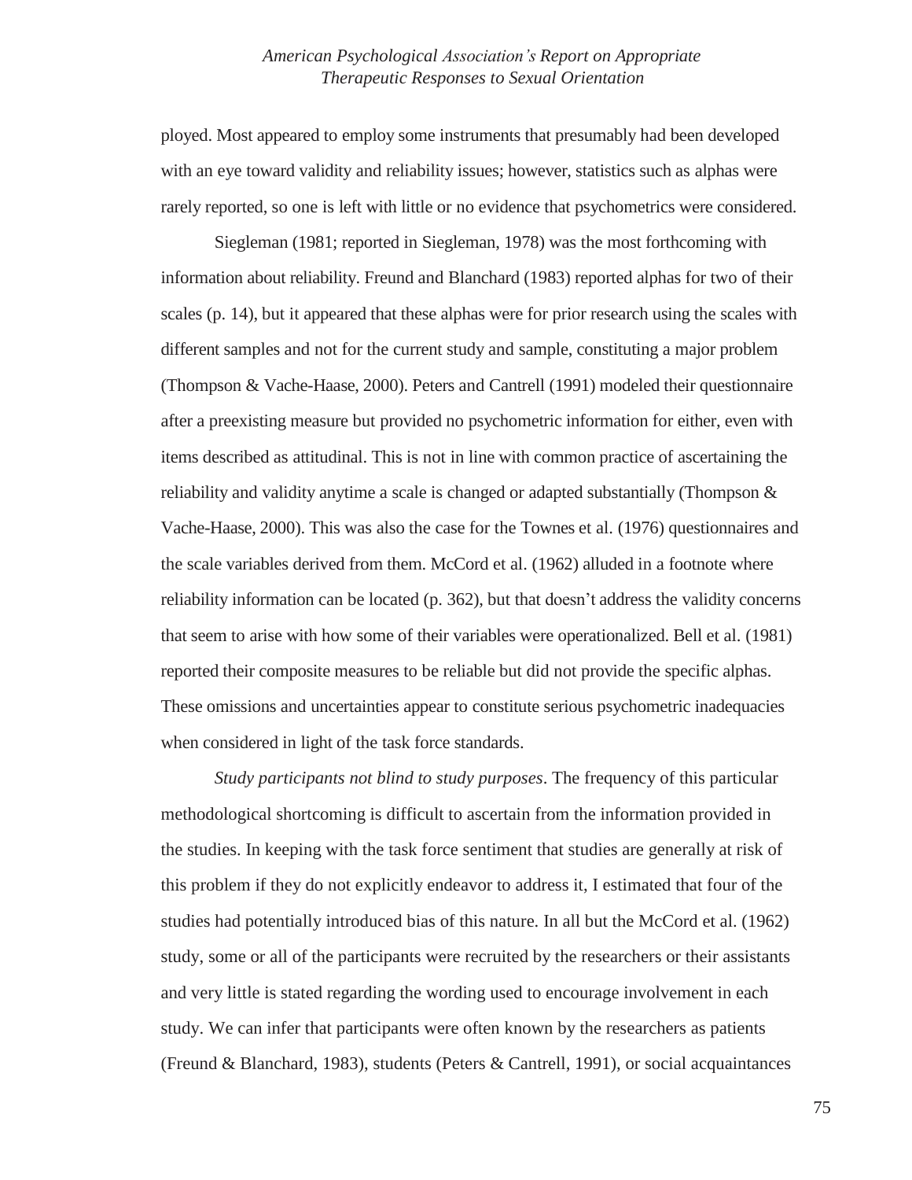ployed. Most appeared to employ some instruments that presumably had been developed with an eye toward validity and reliability issues; however, statistics such as alphas were rarely reported, so one is left with little or no evidence that psychometrics were considered.

Siegleman (1981; reported in Siegleman, 1978) was the most forthcoming with information about reliability. Freund and Blanchard (1983) reported alphas for two of their scales (p. 14), but it appeared that these alphas were for prior research using the scales with different samples and not for the current study and sample, constituting a major problem (Thompson & Vache-Haase, 2000). Peters and Cantrell (1991) modeled their questionnaire after a preexisting measure but provided no psychometric information for either, even with items described as attitudinal. This is not in line with common practice of ascertaining the reliability and validity anytime a scale is changed or adapted substantially (Thompson & Vache-Haase, 2000). This was also the case for the Townes et al. (1976) questionnaires and the scale variables derived from them. McCord et al. (1962) alluded in a footnote where reliability information can be located (p. 362), but that doesn't address the validity concerns that seem to arise with how some of their variables were operationalized. Bell et al. (1981) reported their composite measures to be reliable but did not provide the specific alphas. These omissions and uncertainties appear to constitute serious psychometric inadequacies when considered in light of the task force standards.

*Study participants not blind to study purposes*. The frequency of this particular methodological shortcoming is difficult to ascertain from the information provided in the studies. In keeping with the task force sentiment that studies are generally at risk of this problem if they do not explicitly endeavor to address it, I estimated that four of the studies had potentially introduced bias of this nature. In all but the McCord et al. (1962) study, some or all of the participants were recruited by the researchers or their assistants and very little is stated regarding the wording used to encourage involvement in each study. We can infer that participants were often known by the researchers as patients (Freund & Blanchard, 1983), students (Peters & Cantrell, 1991), or social acquaintances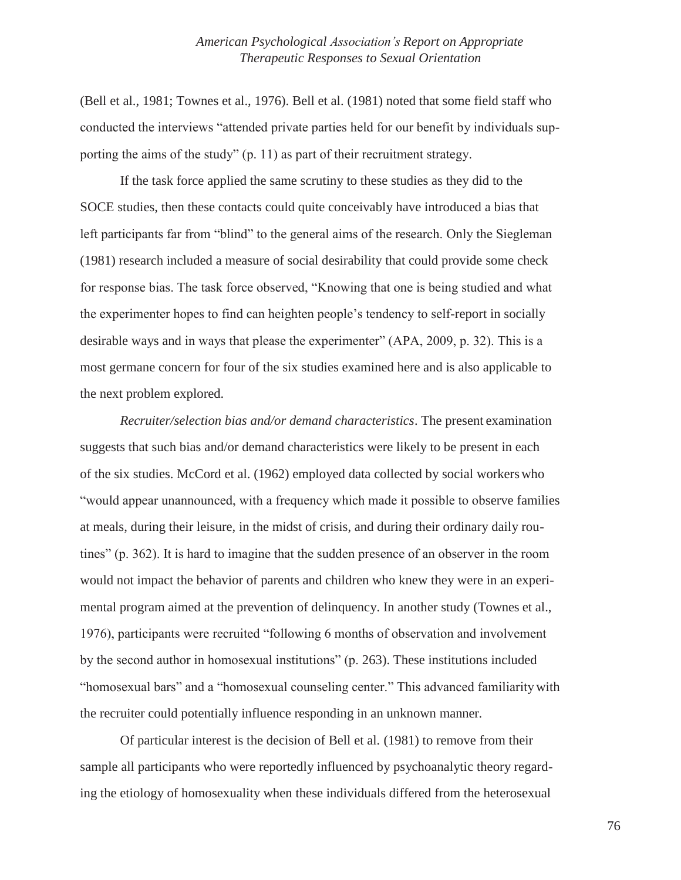(Bell et al., 1981; Townes et al., 1976). Bell et al. (1981) noted that some field staff who conducted the interviews "attended private parties held for our benefit by individuals supporting the aims of the study" (p. 11) as part of their recruitment strategy.

If the task force applied the same scrutiny to these studies as they did to the SOCE studies, then these contacts could quite conceivably have introduced a bias that left participants far from "blind" to the general aims of the research. Only the Siegleman (1981) research included a measure of social desirability that could provide some check for response bias. The task force observed, "Knowing that one is being studied and what the experimenter hopes to find can heighten people's tendency to self-report in socially desirable ways and in ways that please the experimenter" (APA, 2009, p. 32). This is a most germane concern for four of the six studies examined here and is also applicable to the next problem explored.

*Recruiter/selection bias and/or demand characteristics*. The present examination suggests that such bias and/or demand characteristics were likely to be present in each of the six studies. McCord et al. (1962) employed data collected by social workers who "would appear unannounced, with a frequency which made it possible to observe families at meals, during their leisure, in the midst of crisis, and during their ordinary daily routines" (p. 362). It is hard to imagine that the sudden presence of an observer in the room would not impact the behavior of parents and children who knew they were in an experimental program aimed at the prevention of delinquency. In another study (Townes et al., 1976), participants were recruited "following 6 months of observation and involvement by the second author in homosexual institutions" (p. 263). These institutions included "homosexual bars" and a "homosexual counseling center." This advanced familiarity with the recruiter could potentially influence responding in an unknown manner.

Of particular interest is the decision of Bell et al. (1981) to remove from their sample all participants who were reportedly influenced by psychoanalytic theory regarding the etiology of homosexuality when these individuals differed from the heterosexual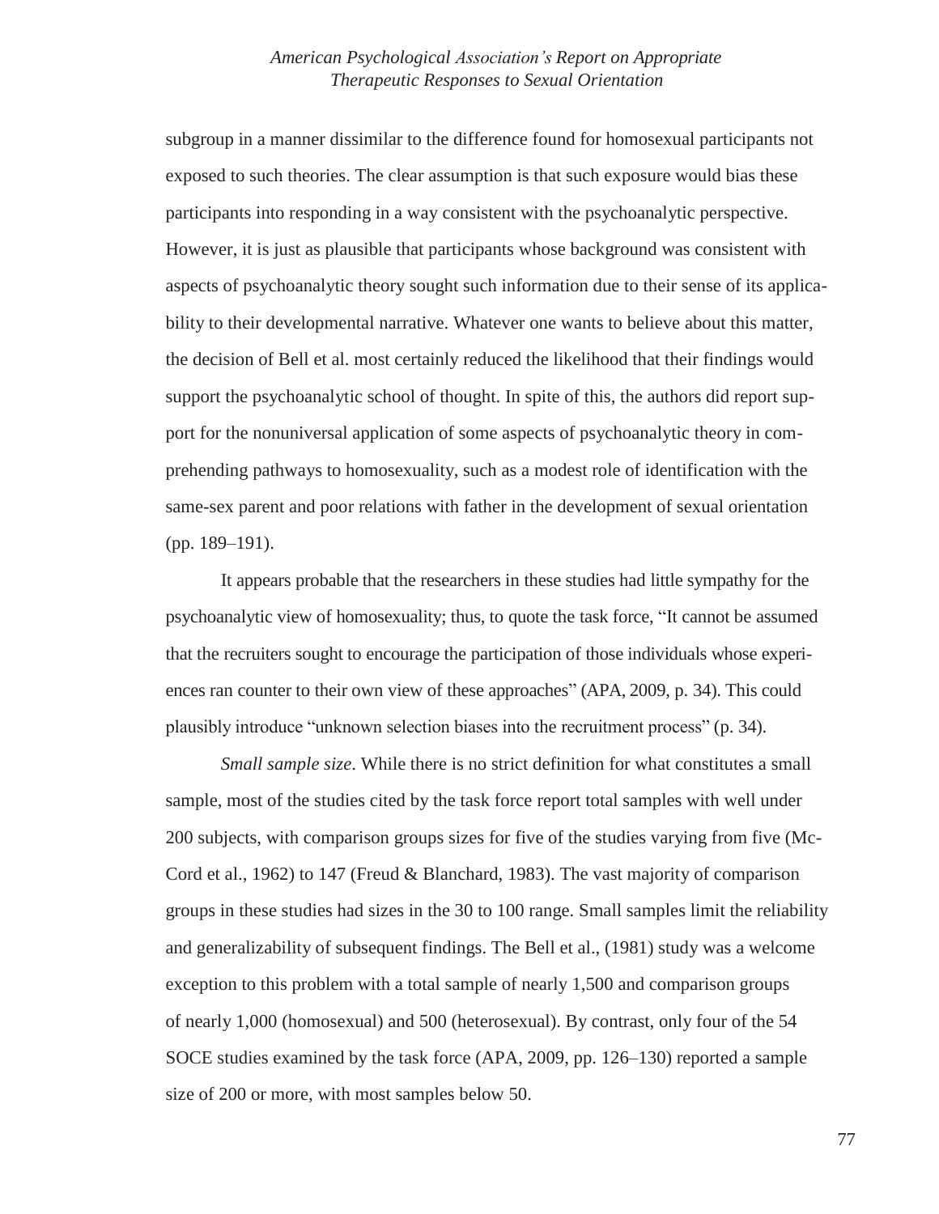subgroup in a manner dissimilar to the difference found for homosexual participants not exposed to such theories. The clear assumption is that such exposure would bias these participants into responding in a way consistent with the psychoanalytic perspective. However, it is just as plausible that participants whose background was consistent with aspects of psychoanalytic theory sought such information due to their sense of its applicability to their developmental narrative. Whatever one wants to believe about this matter, the decision of Bell et al. most certainly reduced the likelihood that their findings would support the psychoanalytic school of thought. In spite of this, the authors did report support for the nonuniversal application of some aspects of psychoanalytic theory in comprehending pathways to homosexuality, such as a modest role of identification with the same-sex parent and poor relations with father in the development of sexual orientation (pp. 189–191).

It appears probable that the researchers in these studies had little sympathy for the psychoanalytic view of homosexuality; thus, to quote the task force, "It cannot be assumed that the recruiters sought to encourage the participation of those individuals whose experiences ran counter to their own view of these approaches" (APA, 2009, p. 34). This could plausibly introduce "unknown selection biases into the recruitment process" (p. 34).

*Small sample size*. While there is no strict definition for what constitutes a small sample, most of the studies cited by the task force report total samples with well under 200 subjects, with comparison groups sizes for five of the studies varying from five (McCord et al., 1962) to 147 (Freud & Blanchard, 1983). The vast majority of comparison groups in these studies had sizes in the 30 to 100 range. Small samples limit the reliability and generalizability of subsequent findings. The Bell et al., (1981) study was a welcome exception to this problem with a total sample of nearly 1,500 and comparison groups of nearly 1,000 (homosexual) and 500 (heterosexual). By contrast, only four of the 54 SOCE studies examined by the task force (APA, 2009, pp. 126–130) reported a sample size of 200 or more, with most samples below 50.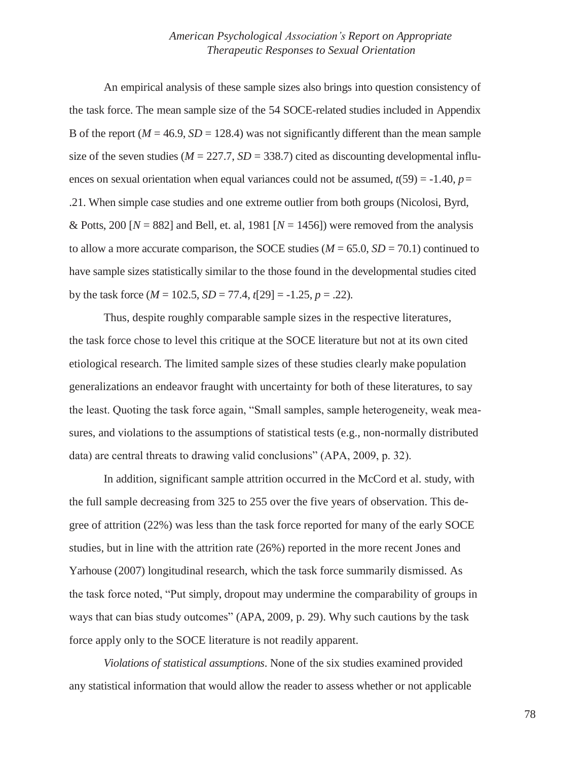An empirical analysis of these sample sizes also brings into question consistency of the task force. The mean sample size of the 54 SOCE-related studies included in Appendix B of the report ($M = 46.9$, $SD = 128.4$) was not significantly different than the mean sample size of the seven studies ($M = 227.7$, $SD = 338.7$) cited as discounting developmental influences on sexual orientation when equal variances could not be assumed, $t(59) = -1.40$, $p = .21$. When simple case studies and one extreme outlier from both groups (Nicolosi, Byrd, & Potts, 200 [$N = 882$] and Bell, et. al, 1981 [$N = 1456$]) were removed from the analysis to allow a more accurate comparison, the SOCE studies ($M = 65.0$, $SD = 70.1$) continued to have sample sizes statistically similar to the those found in the developmental studies cited by the task force ($M = 102.5$, $SD = 77.4$, $t[29] = -1.25$, $p = .22$).

Thus, despite roughly comparable sample sizes in the respective literatures, the task force chose to level this critique at the SOCE literature but not at its own cited etiological research. The limited sample sizes of these studies clearly make population generalizations an endeavor fraught with uncertainty for both of these literatures, to say the least. Quoting the task force again, "Small samples, sample heterogeneity, weak measures, and violations to the assumptions of statistical tests (e.g., non-normally distributed data) are central threats to drawing valid conclusions" (APA, 2009, p. 32).

In addition, significant sample attrition occurred in the McCord et al. study, with the full sample decreasing from 325 to 255 over the five years of observation. This degree of attrition (22%) was less than the task force reported for many of the early SOCE studies, but in line with the attrition rate (26%) reported in the more recent Jones and Yarhouse (2007) longitudinal research, which the task force summarily dismissed. As the task force noted, "Put simply, dropout may undermine the comparability of groups in ways that can bias study outcomes" (APA, 2009, p. 29). Why such cautions by the task force apply only to the SOCE literature is not readily apparent.

*Violations of statistical assumptions*. None of the six studies examined provided any statistical information that would allow the reader to assess whether or not applicable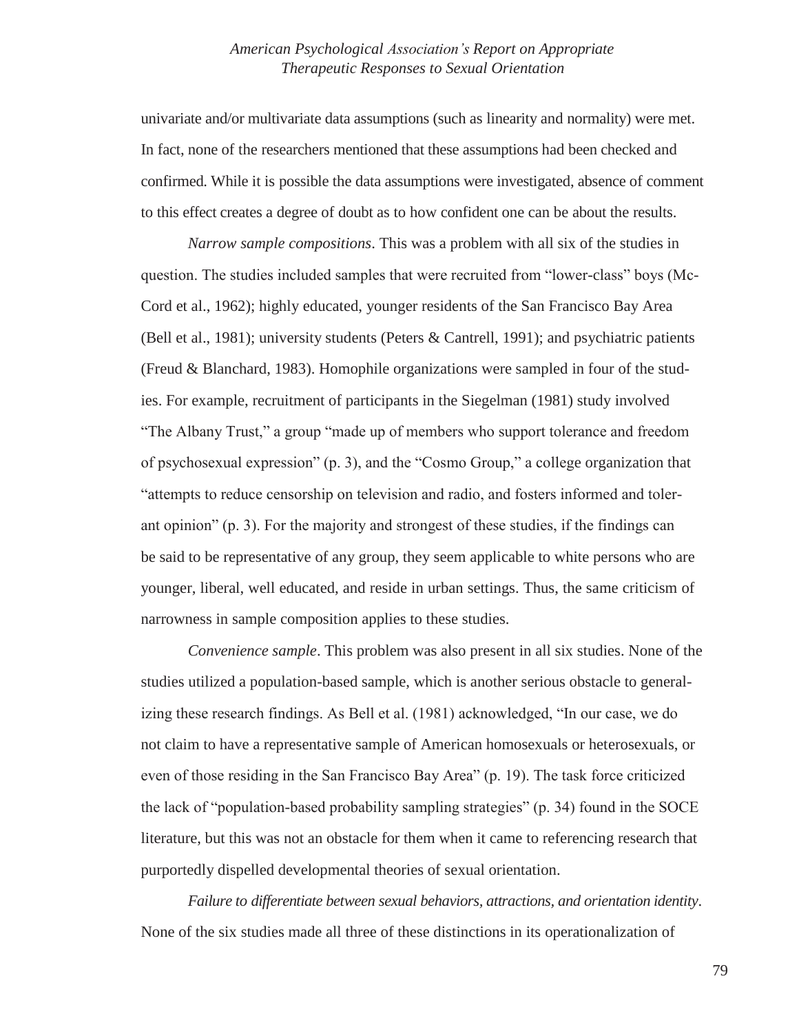univariate and/or multivariate data assumptions (such as linearity and normality) were met. In fact, none of the researchers mentioned that these assumptions had been checked and confirmed. While it is possible the data assumptions were investigated, absence of comment to this effect creates a degree of doubt as to how confident one can be about the results.

*Narrow sample compositions*. This was a problem with all six of the studies in question. The studies included samples that were recruited from "lower-class" boys (McCord et al., 1962); highly educated, younger residents of the San Francisco Bay Area (Bell et al., 1981); university students (Peters & Cantrell, 1991); and psychiatric patients (Freud & Blanchard, 1983). Homophile organizations were sampled in four of the studies. For example, recruitment of participants in the Siegelman (1981) study involved "The Albany Trust," a group "made up of members who support tolerance and freedom of psychosexual expression" (p. 3), and the "Cosmo Group," a college organization that "attempts to reduce censorship on television and radio, and fosters informed and tolerant opinion" (p. 3). For the majority and strongest of these studies, if the findings can be said to be representative of any group, they seem applicable to white persons who are younger, liberal, well educated, and reside in urban settings. Thus, the same criticism of narrowness in sample composition applies to these studies.

*Convenience sample*. This problem was also present in all six studies. None of the studies utilized a population-based sample, which is another serious obstacle to generalizing these research findings. As Bell et al. (1981) acknowledged, "In our case, we do not claim to have a representative sample of American homosexuals or heterosexuals, or even of those residing in the San Francisco Bay Area" (p. 19). The task force criticized the lack of "population-based probability sampling strategies" (p. 34) found in the SOCE literature, but this was not an obstacle for them when it came to referencing research that purportedly dispelled developmental theories of sexual orientation.

*Failure to differentiate between sexual behaviors, attractions, and orientation identity*. None of the six studies made all three of these distinctions in its operationalization of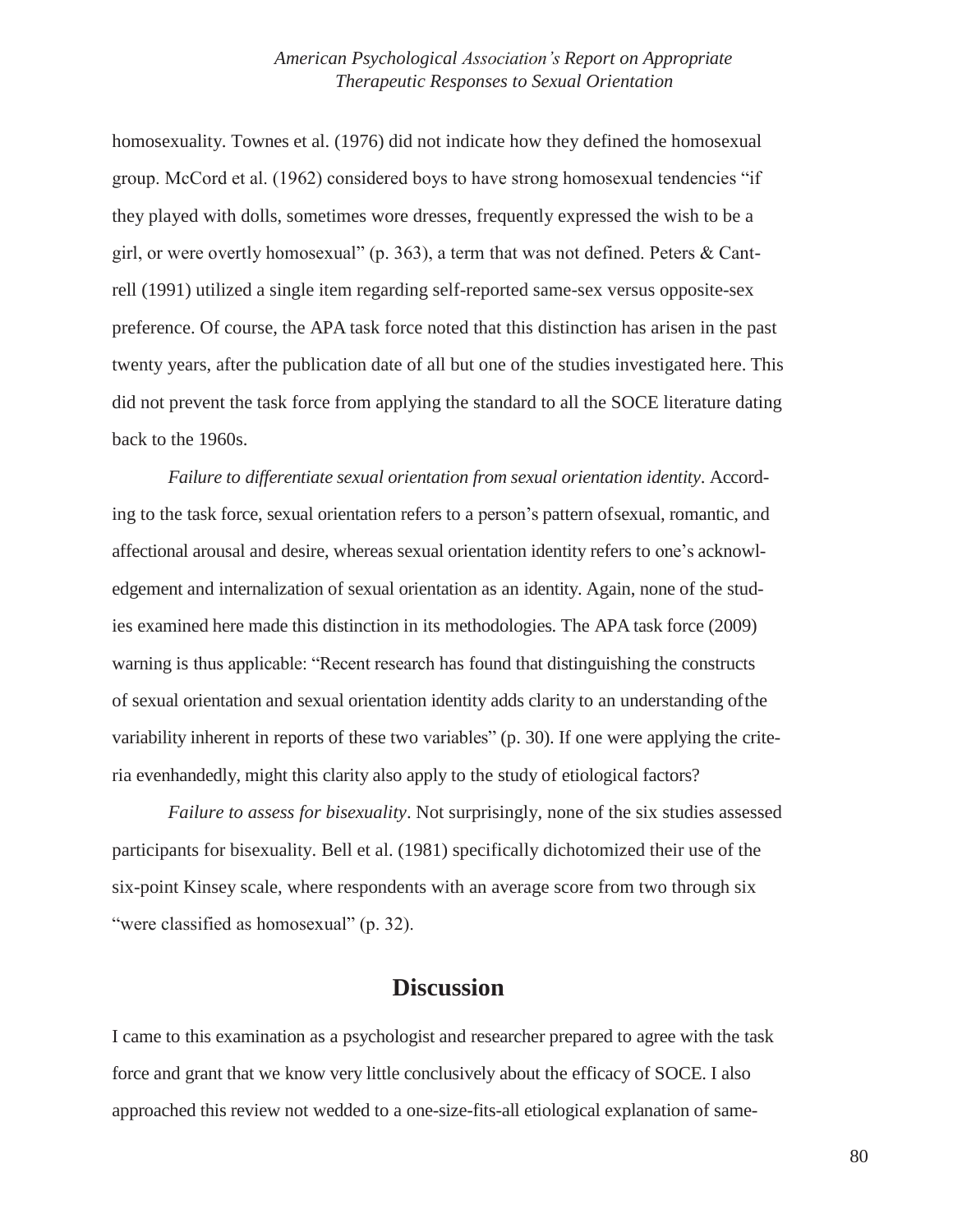homosexuality. Townes et al. (1976) did not indicate how they defined the homosexual group. McCord et al. (1962) considered boys to have strong homosexual tendencies "if they played with dolls, sometimes wore dresses, frequently expressed the wish to be a girl, or were overtly homosexual" (p. 363), a term that was not defined. Peters & Cantrell (1991) utilized a single item regarding self-reported same-sex versus opposite-sex preference. Of course, the APA task force noted that this distinction has arisen in the past twenty years, after the publication date of all but one of the studies investigated here. This did not prevent the task force from applying the standard to all the SOCE literature dating back to the 1960s.

*Failure to differentiate sexual orientation from sexual orientation identity*. According to the task force, sexual orientation refers to a person's pattern ofsexual, romantic, and affectional arousal and desire, whereas sexual orientation identity refers to one's acknowledgement and internalization of sexual orientation as an identity. Again, none of the studies examined here made this distinction in its methodologies. The APA task force (2009) warning is thus applicable: "Recent research has found that distinguishing the constructs of sexual orientation and sexual orientation identity adds clarity to an understanding ofthe variability inherent in reports of these two variables" (p. 30). If one were applying the criteria evenhandedly, might this clarity also apply to the study of etiological factors?

*Failure to assess for bisexuality*. Not surprisingly, none of the six studies assessed participants for bisexuality. Bell et al. (1981) specifically dichotomized their use of the six-point Kinsey scale, where respondents with an average score from two through six "were classified as homosexual" (p. 32).

## Discussion

I came to this examination as a psychologist and researcher prepared to agree with the task force and grant that we know very little conclusively about the efficacy of SOCE. I also approached this review not wedded to a one-size-fits-all etiological explanation of same-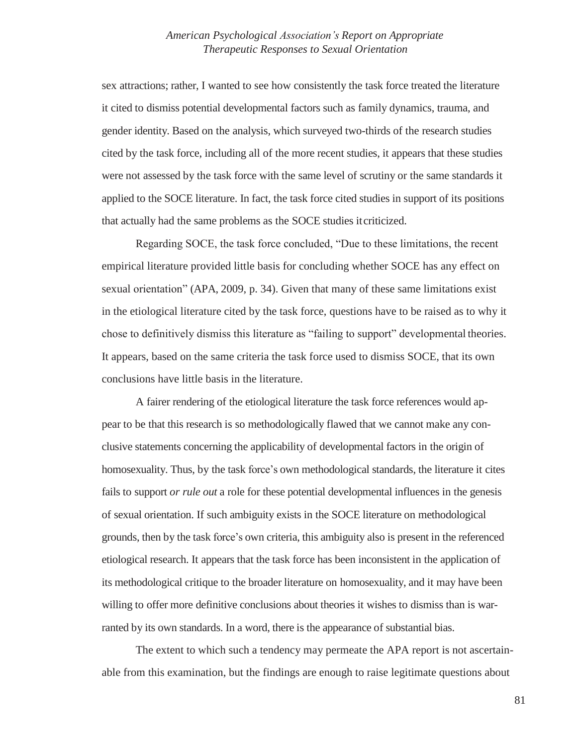sex attractions; rather, I wanted to see how consistently the task force treated the literature it cited to dismiss potential developmental factors such as family dynamics, trauma, and gender identity. Based on the analysis, which surveyed two-thirds of the research studies cited by the task force, including all of the more recent studies, it appears that these studies were not assessed by the task force with the same level of scrutiny or the same standards it applied to the SOCE literature. In fact, the task force cited studies in support of its positions that actually had the same problems as the SOCE studies it criticized.

Regarding SOCE, the task force concluded, "Due to these limitations, the recent empirical literature provided little basis for concluding whether SOCE has any effect on sexual orientation" (APA, 2009, p. 34). Given that many of these same limitations exist in the etiological literature cited by the task force, questions have to be raised as to why it chose to definitively dismiss this literature as "failing to support" developmental theories. It appears, based on the same criteria the task force used to dismiss SOCE, that its own conclusions have little basis in the literature.

A fairer rendering of the etiological literature the task force references would appear to be that this research is so methodologically flawed that we cannot make any conclusive statements concerning the applicability of developmental factors in the origin of homosexuality. Thus, by the task force's own methodological standards, the literature it cites fails to support *or rule out* a role for these potential developmental influences in the genesis of sexual orientation. If such ambiguity exists in the SOCE literature on methodological grounds, then by the task force's own criteria, this ambiguity also is present in the referenced etiological research. It appears that the task force has been inconsistent in the application of its methodological critique to the broader literature on homosexuality, and it may have been willing to offer more definitive conclusions about theories it wishes to dismiss than is warranted by its own standards. In a word, there is the appearance of substantial bias.

The extent to which such a tendency may permeate the APA report is not ascertainable from this examination, but the findings are enough to raise legitimate questions about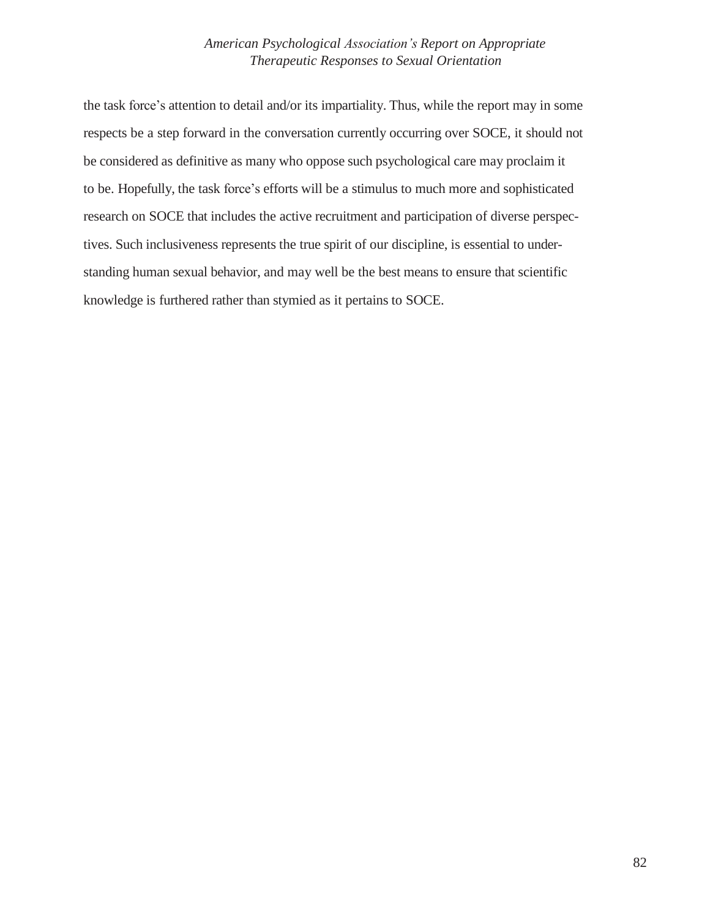the task force's attention to detail and/or its impartiality. Thus, while the report may in some respects be a step forward in the conversation currently occurring over SOCE, it should not be considered as definitive as many who oppose such psychological care may proclaim it to be. Hopefully, the task force's efforts will be a stimulus to much more and sophisticated research on SOCE that includes the active recruitment and participation of diverse perspectives. Such inclusiveness represents the true spirit of our discipline, is essential to understanding human sexual behavior, and may well be the best means to ensure that scientific knowledge is furthered rather than stymied as it pertains to SOCE.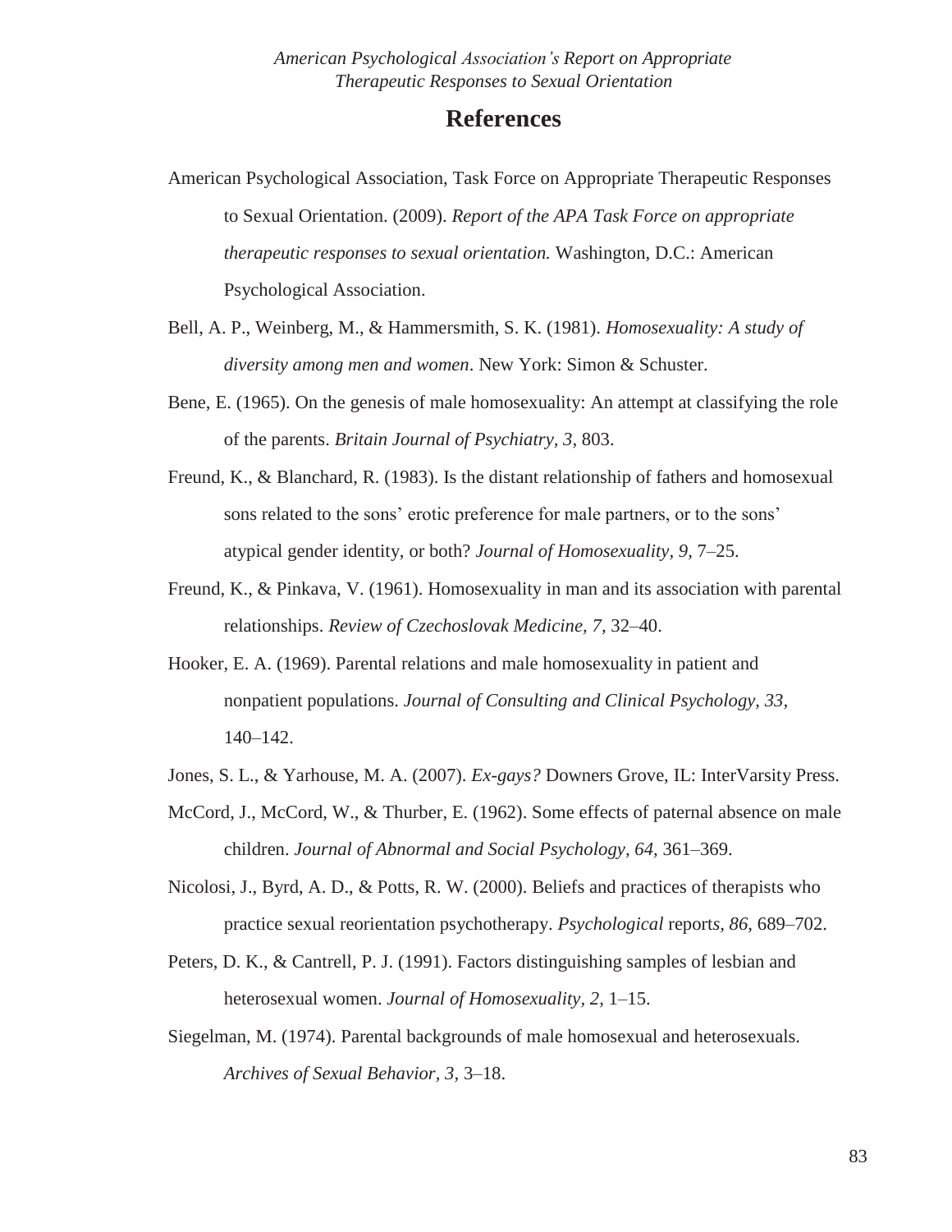# References

American Psychological Association, Task Force on Appropriate Therapeutic Responses to Sexual Orientation. (2009). *Report of the APA Task Force on appropriate therapeutic responses to sexual orientation.* Washington, D.C.: American Psychological Association.

Bell, A. P., Weinberg, M., & Hammersmith, S. K. (1981). *Homosexuality: A study of diversity among men and women*. New York: Simon & Schuster.

Bene, E. (1965). On the genesis of male homosexuality: An attempt at classifying the role of the parents. *Britain Journal of Psychiatry, 3,* 803.

Freund, K., & Blanchard, R. (1983). Is the distant relationship of fathers and homosexual sons related to the sons' erotic preference for male partners, or to the sons' atypical gender identity, or both? *Journal of Homosexuality, 9,* 7–25.

Freund, K., & Pinkava, V. (1961). Homosexuality in man and its association with parental relationships. *Review of Czechoslovak Medicine, 7,* 32–40.

Hooker, E. A. (1969). Parental relations and male homosexuality in patient and nonpatient populations. *Journal of Consulting and Clinical Psychology, 33,* 140–142.

Jones, S. L., & Yarhouse, M. A. (2007). *Ex-gays?* Downers Grove, IL: InterVarsity Press.

McCord, J., McCord, W., & Thurber, E. (1962). Some effects of paternal absence on male children. *Journal of Abnormal and Social Psychology, 64,* 361–369.

Nicolosi, J., Byrd, A. D., & Potts, R. W. (2000). Beliefs and practices of therapists who practice sexual reorientation psychotherapy. *Psychological* report*s, 86,* 689–702.

Peters, D. K., & Cantrell, P. J. (1991). Factors distinguishing samples of lesbian and heterosexual women. *Journal of Homosexuality, 2,* 1–15.

Siegelman, M. (1974). Parental backgrounds of male homosexual and heterosexuals. *Archives of Sexual Behavior, 3,* 3–18.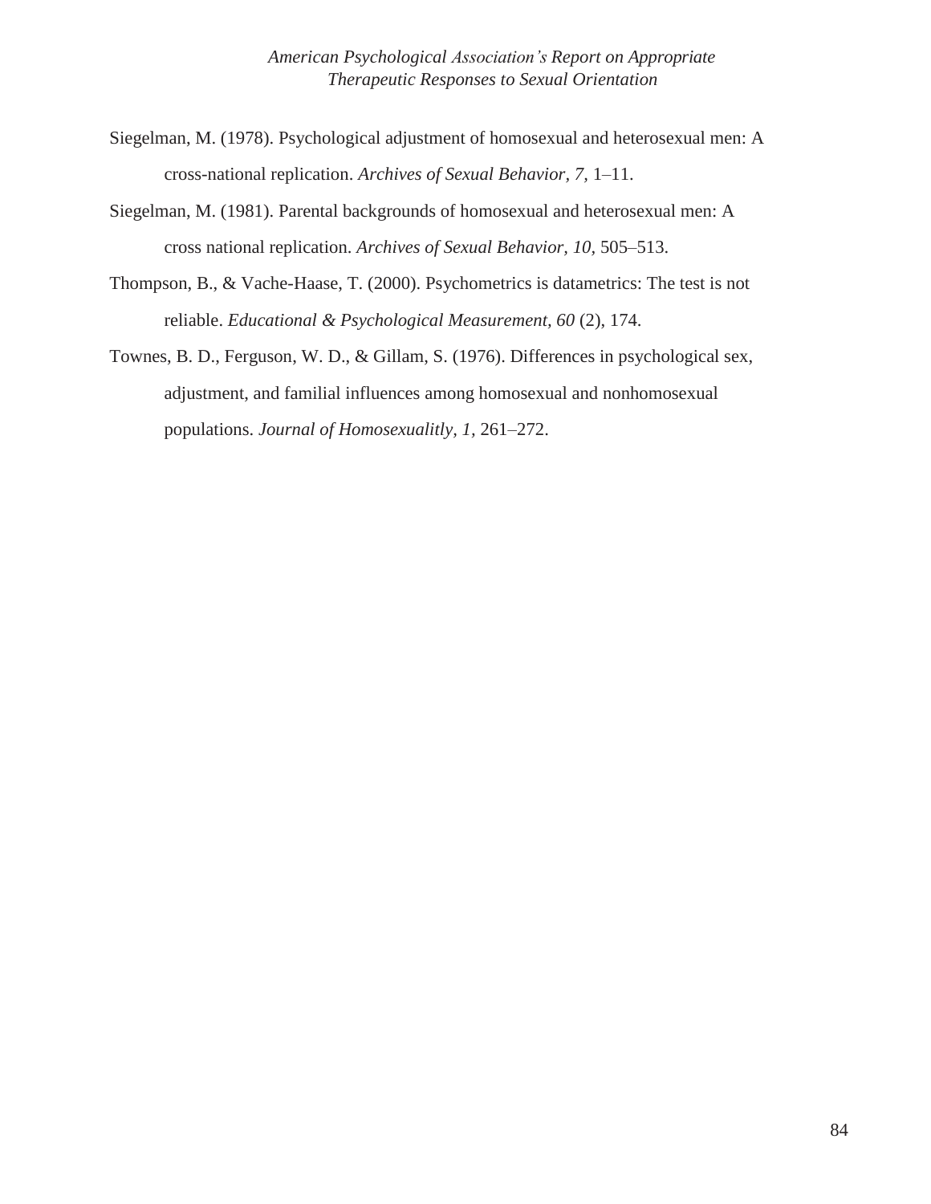Siegelman, M. (1978). Psychological adjustment of homosexual and heterosexual men: A cross-national replication. *Archives of Sexual Behavior, 7,* 1–11.

Siegelman, M. (1981). Parental backgrounds of homosexual and heterosexual men: A cross national replication. *Archives of Sexual Behavior, 10,* 505–513.

Thompson, B., & Vache-Haase, T. (2000). Psychometrics is datametrics: The test is not reliable. *Educational & Psychological Measurement*, *60* (2), 174.

Townes, B. D., Ferguson, W. D., & Gillam, S. (1976). Differences in psychological sex, adjustment, and familial influences among homosexual and nonhomosexual populations. *Journal of Homosexualitly, 1,* 261–272.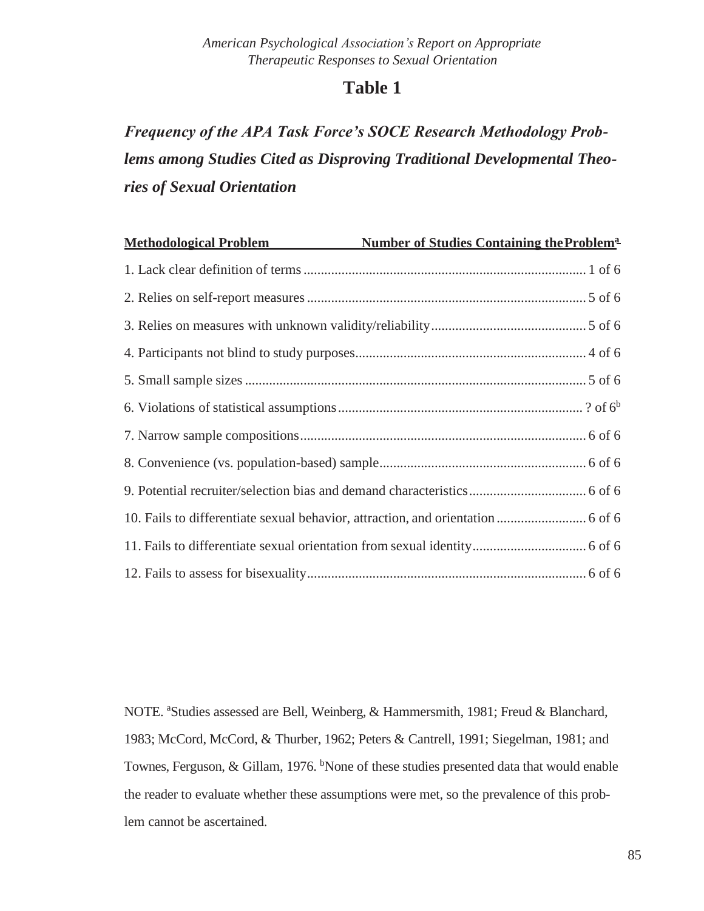## Table 1

***Frequency of the APA Task Force's SOCE Research Methodology Problems among Studies Cited as Disproving Traditional Developmental Theories of Sexual Orientation***

| Methodological Problem | Number of Studies Containing the Problem[a] |
|---|---|
| 1. Lack clear definition of terms | 1 of 6 |
| 2. Relies on self-report measures | 5 of 6 |
| 3. Relies on measures with unknown validity/reliability | 5 of 6 |
| 4. Participants not blind to study purposes | 4 of 6 |
| 5. Small sample sizes | 5 of 6 |
| 6. Violations of statistical assumptions | ? of 6[b] |
| 7. Narrow sample compositions | 6 of 6 |
| 8. Convenience (vs. population-based) sample | 6 of 6 |
| 9. Potential recruiter/selection bias and demand characteristics | 6 of 6 |
| 10. Fails to differentiate sexual behavior, attraction, and orientation | 6 of 6 |
| 11. Fails to differentiate sexual orientation from sexual identity | 6 of 6 |
| 12. Fails to assess for bisexuality | 6 of 6 |

NOTE. [a]Studies assessed are Bell, Weinberg, & Hammersmith, 1981; Freud & Blanchard, 1983; McCord, McCord, & Thurber, 1962; Peters & Cantrell, 1991; Siegelman, 1981; and Townes, Ferguson, & Gillam, 1976. [b]None of these studies presented data that would enable the reader to evaluate whether these assumptions were met, so the prevalence of this problem cannot be ascertained.